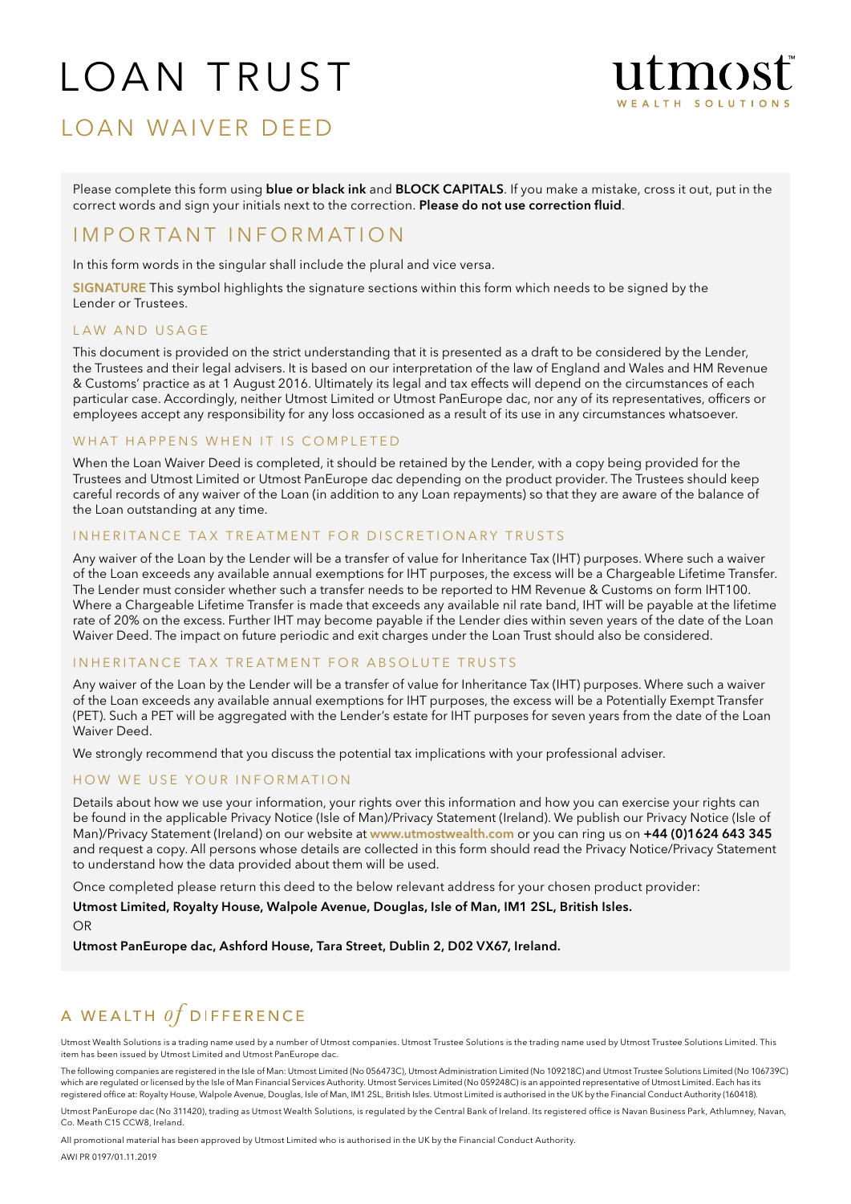# LOAN TRUST

utmost
WEALTH SOLUTIONS

## LOAN WAIVER DEED

Please complete this form using **blue or black ink** and **BLOCK CAPITALS**. If you make a mistake, cross it out, put in the correct words and sign your initials next to the correction. **Please do not use correction fluid**.

## IMPORTANT INFORMATION

In this form words in the singular shall include the plural and vice versa.

**SIGNATURE** This symbol highlights the signature sections within this form which needs to be signed by the Lender or Trustees.

### LAW AND USAGE

This document is provided on the strict understanding that it is presented as a draft to be considered by the Lender, the Trustees and their legal advisers. It is based on our interpretation of the law of England and Wales and HM Revenue & Customs' practice as at 1 August 2016. Ultimately its legal and tax effects will depend on the circumstances of each particular case. Accordingly, neither Utmost Limited or Utmost PanEurope dac, nor any of its representatives, officers or employees accept any responsibility for any loss occasioned as a result of its use in any circumstances whatsoever.

### WHAT HAPPENS WHEN IT IS COMPLETED

When the Loan Waiver Deed is completed, it should be retained by the Lender, with a copy being provided for the Trustees and Utmost Limited or Utmost PanEurope dac depending on the product provider. The Trustees should keep careful records of any waiver of the Loan (in addition to any Loan repayments) so that they are aware of the balance of the Loan outstanding at any time.

### INHERITANCE TAX TREATMENT FOR DISCRETIONARY TRUSTS

Any waiver of the Loan by the Lender will be a transfer of value for Inheritance Tax (IHT) purposes. Where such a waiver of the Loan exceeds any available annual exemptions for IHT purposes, the excess will be a Chargeable Lifetime Transfer. The Lender must consider whether such a transfer needs to be reported to HM Revenue & Customs on form IHT100. Where a Chargeable Lifetime Transfer is made that exceeds any available nil rate band, IHT will be payable at the lifetime rate of 20% on the excess. Further IHT may become payable if the Lender dies within seven years of the date of the Loan Waiver Deed. The impact on future periodic and exit charges under the Loan Trust should also be considered.

### INHERITANCE TAX TREATMENT FOR ABSOLUTE TRUSTS

Any waiver of the Loan by the Lender will be a transfer of value for Inheritance Tax (IHT) purposes. Where such a waiver of the Loan exceeds any available annual exemptions for IHT purposes, the excess will be a Potentially Exempt Transfer (PET). Such a PET will be aggregated with the Lender's estate for IHT purposes for seven years from the date of the Loan Waiver Deed.

We strongly recommend that you discuss the potential tax implications with your professional adviser.

### HOW WE USE YOUR INFORMATION

Details about how we use your information, your rights over this information and how you can exercise your rights can be found in the applicable Privacy Notice (Isle of Man)/Privacy Statement (Ireland). We publish our Privacy Notice (Isle of Man)/Privacy Statement (Ireland) on our website at www.utmostwealth.com or you can ring us on **+44 (0)1624 643 345** and request a copy. All persons whose details are collected in this form should read the Privacy Notice/Privacy Statement to understand how the data provided about them will be used.

Once completed please return this deed to the below relevant address for your chosen product provider:

**Utmost Limited, Royalty House, Walpole Avenue, Douglas, Isle of Man, IM1 2SL, British Isles.**

OR

**Utmost PanEurope dac, Ashford House, Tara Street, Dublin 2, D02 VX67, Ireland.**

A WEALTH *of* DIFFERENCE

Utmost Wealth Solutions is a trading name used by a number of Utmost companies. Utmost Trustee Solutions is the trading name used by Utmost Trustee Solutions Limited. This item has been issued by Utmost Limited and Utmost PanEurope dac.

The following companies are registered in the Isle of Man: Utmost Limited (No 056473C), Utmost Administration Limited (No 109218C) and Utmost Trustee Solutions Limited (No 106739C) which are regulated or licensed by the Isle of Man Financial Services Authority. Utmost Services Limited (No 059248C) is an appointed representative of Utmost Limited. Each has its registered office at: Royalty House, Walpole Avenue, Douglas, Isle of Man, IM1 2SL, British Isles. Utmost Limited is authorised in the UK by the Financial Conduct Authority (160418).

Utmost PanEurope dac (No 311420), trading as Utmost Wealth Solutions, is regulated by the Central Bank of Ireland. Its registered office is Navan Business Park, Athlumney, Navan, Co. Meath C15 CCW8, Ireland.

All promotional material has been approved by Utmost Limited who is authorised in the UK by the Financial Conduct Authority.

AWI PR 0197/01.11.2019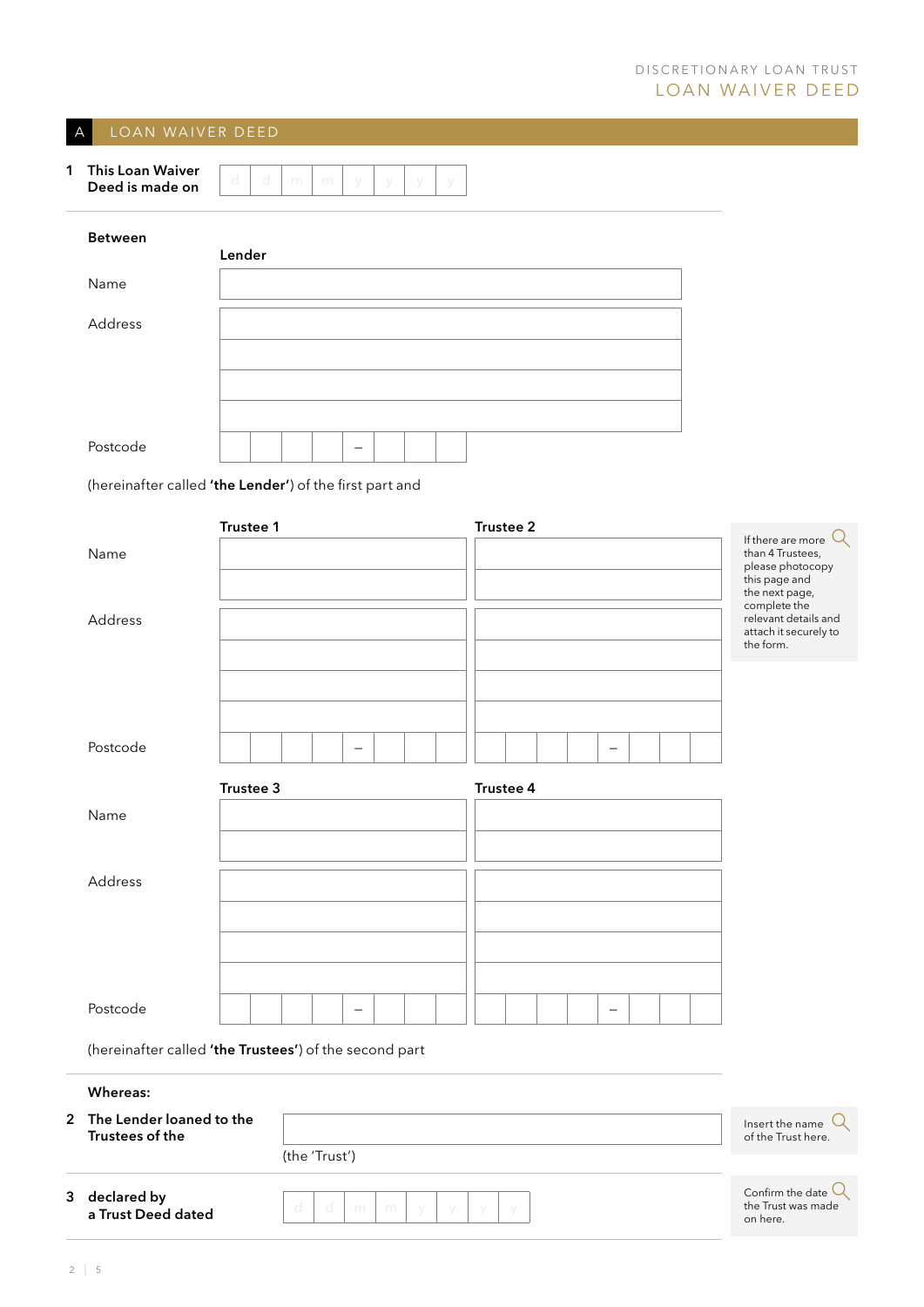## A LOAN WAIVER DEED

**1 This Loan Waiver Deed is made on** d d m m y y y y

**Between**

**Lender**

Name

Address

Postcode –

(hereinafter called **'the Lender'**) of the first part and

| | **Trustee 1** | **Trustee 2** |
|---|---|---|
| Name | | |
| Address | | |
| Postcode | – | – |

| | **Trustee 3** | **Trustee 4** |
|---|---|---|
| Name | | |
| Address | | |
| Postcode | – | – |

If there are more than 4 Trustees, please photocopy this page and the next page, complete the relevant details and attach it securely to the form.

(hereinafter called **'the Trustees'**) of the second part

**Whereas:**

**2 The Lender loaned to the Trustees of the**

(the 'Trust')

Insert the name of the Trust here.

**3 declared by a Trust Deed dated** d d m m y y y y

Confirm the date the Trust was made on here.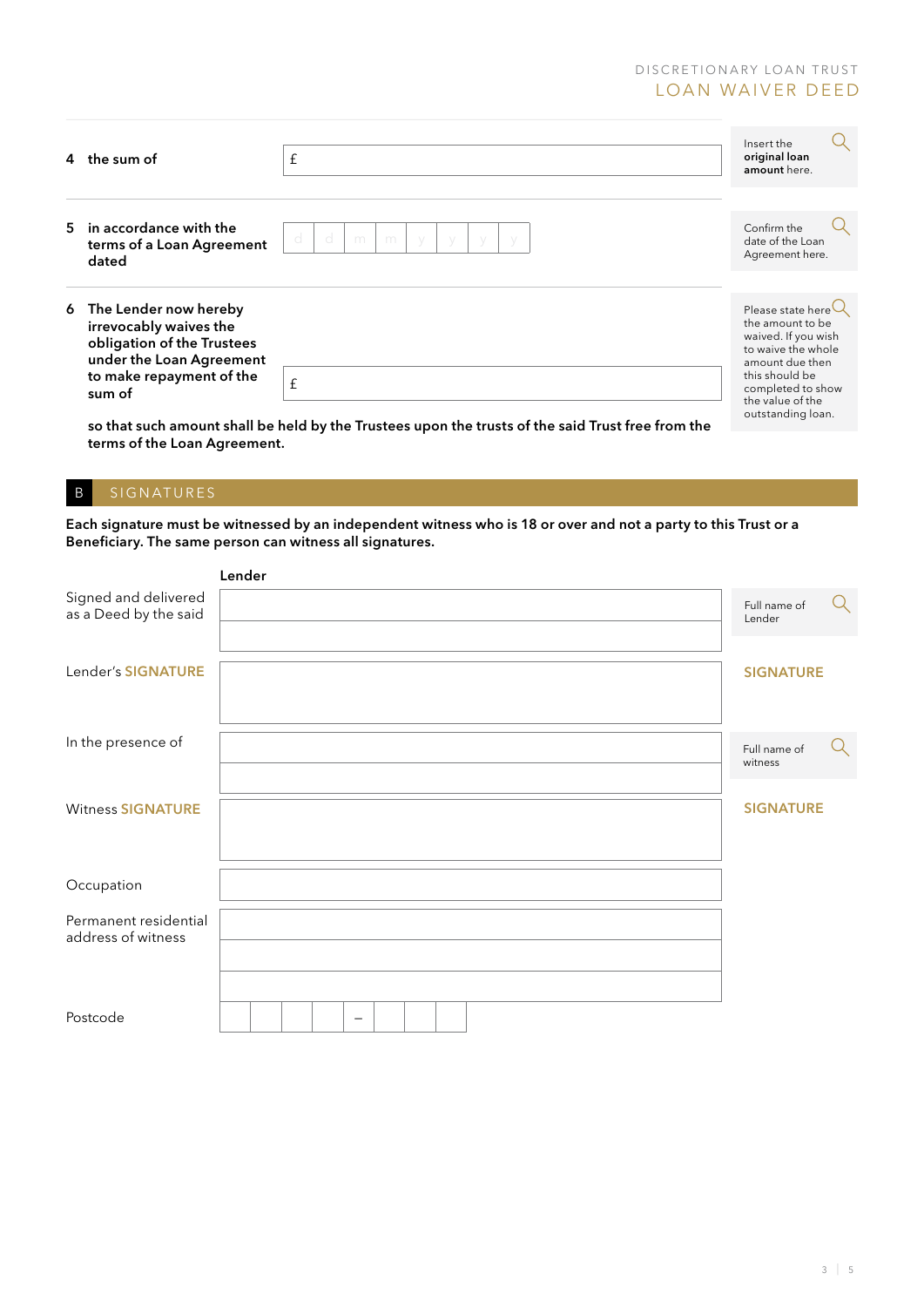**4 the sum of** £

*Insert the **original loan amount** here.*

**5 in accordance with the terms of a Loan Agreement dated** d d m m y y y y

*Confirm the date of the Loan Agreement here.*

**6 The Lender now hereby irrevocably waives the obligation of the Trustees under the Loan Agreement to make repayment of the sum of** £

**so that such amount shall be held by the Trustees upon the trusts of the said Trust free from the terms of the Loan Agreement.**

*Please state here the amount to be waived. If you wish to waive the whole amount due then this should be completed to show the value of the outstanding loan.*

## B SIGNATURES

**Each signature must be witnessed by an independent witness who is 18 or over and not a party to this Trust or a Beneficiary. The same person can witness all signatures.**

**Lender**

Signed and delivered as a Deed by the said

*Full name of Lender*

Lender's **SIGNATURE**

**SIGNATURE**

In the presence of

*Full name of witness*

Witness **SIGNATURE**

**SIGNATURE**

Occupation

Permanent residential address of witness

Postcode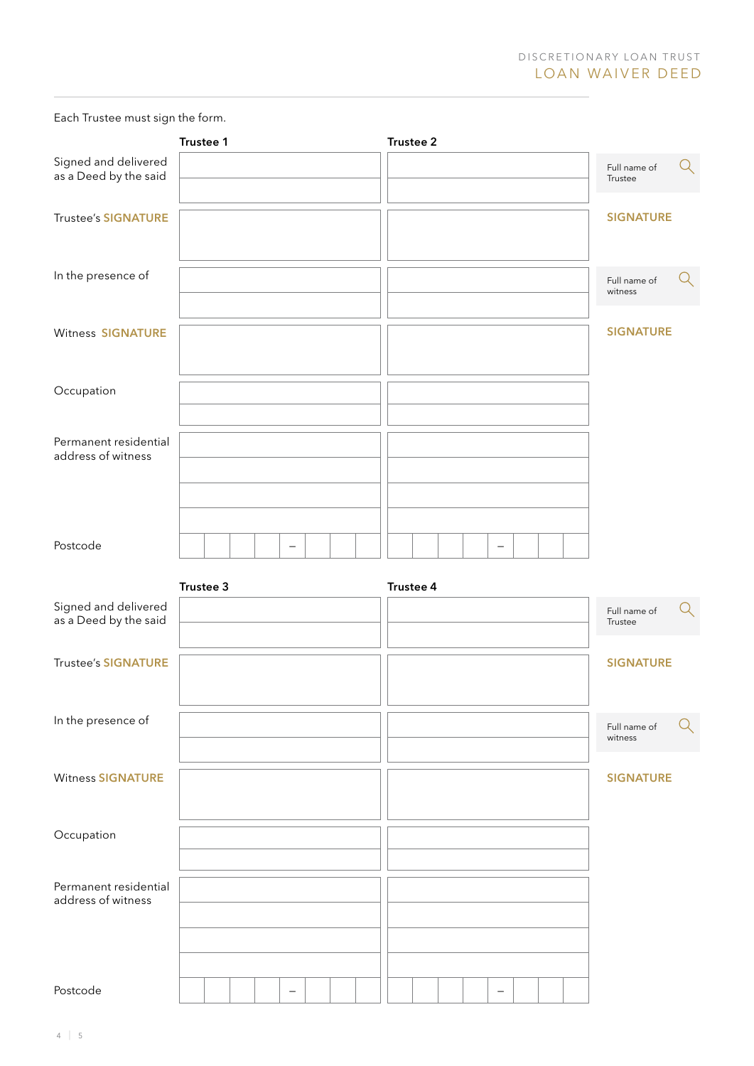Each Trustee must sign the form.

| | **Trustee 1** | **Trustee 2** | |
|---|---|---|---|
| Signed and delivered as a Deed by the said | | | Full name of Trustee |
| Trustee's **SIGNATURE** | | | **SIGNATURE** |
| In the presence of | | | Full name of witness |
| Witness **SIGNATURE** | | | **SIGNATURE** |
| Occupation | | | |
| Permanent residential address of witness | | | |
| Postcode | – | – | |

| | **Trustee 3** | **Trustee 4** | |
|---|---|---|---|
| Signed and delivered as a Deed by the said | | | Full name of Trustee |
| Trustee's **SIGNATURE** | | | **SIGNATURE** |
| In the presence of | | | Full name of witness |
| Witness **SIGNATURE** | | | **SIGNATURE** |
| Occupation | | | |
| Permanent residential address of witness | | | |
| Postcode | – | – | |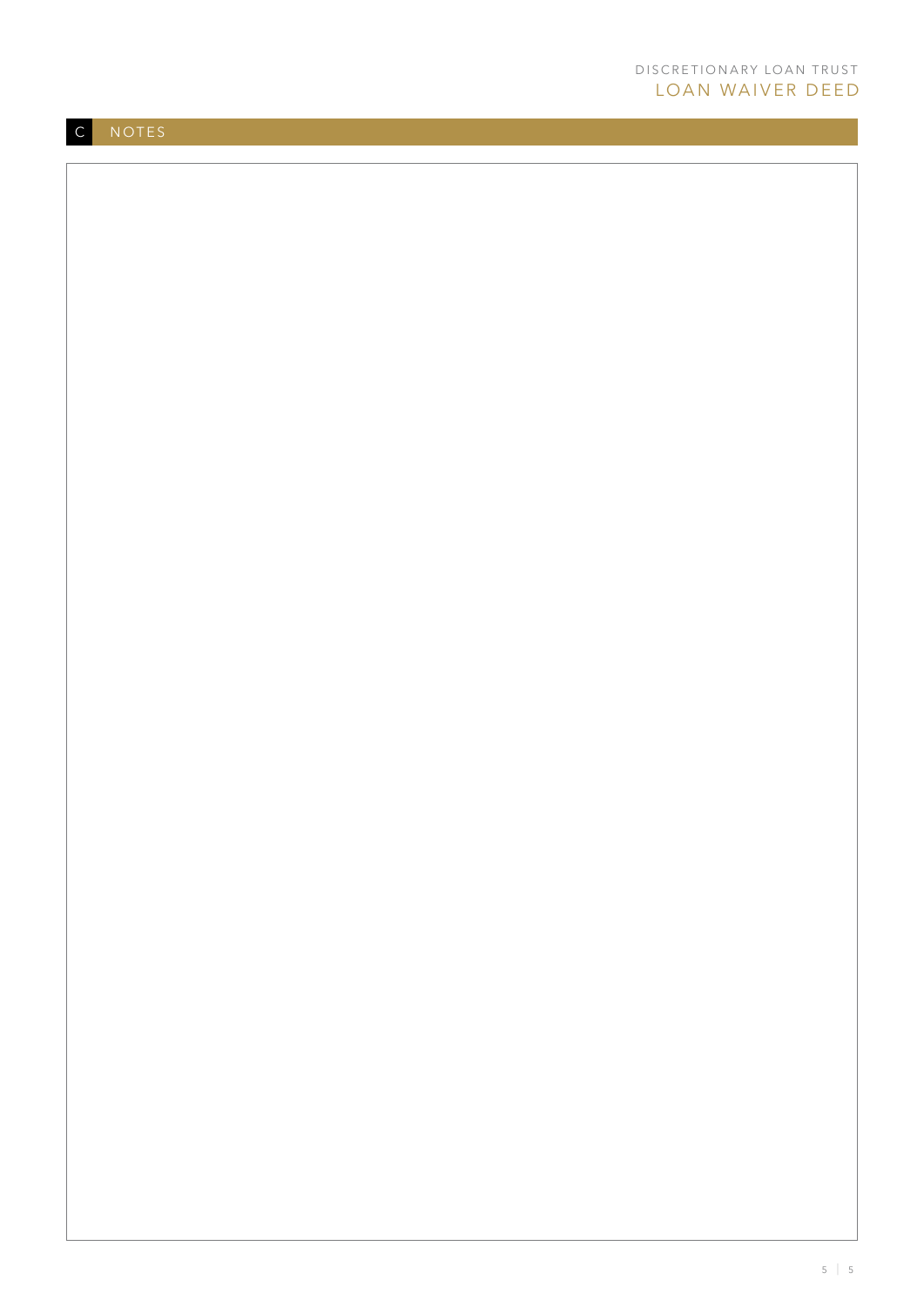## C NOTES